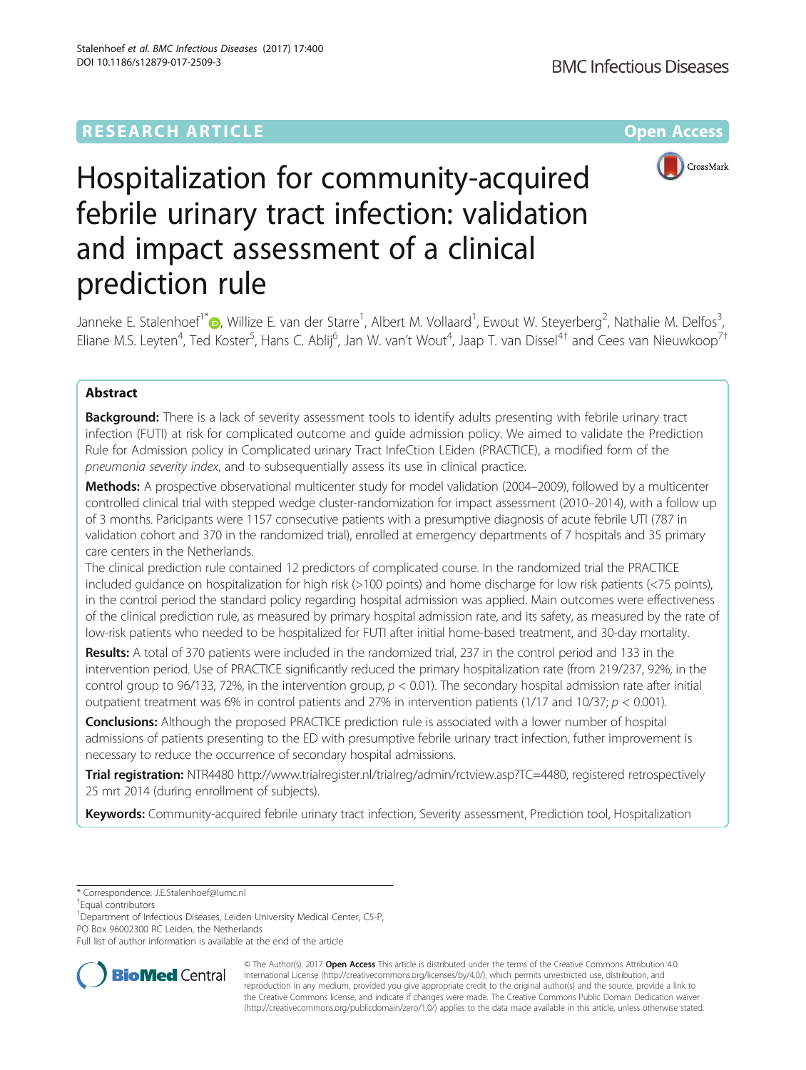RESEARCH ARTICLE

Open Access

# Hospitalization for community-acquired febrile urinary tract infection: validation and impact assessment of a clinical prediction rule

Janneke E. Stalenhoef[1*], Willize E. van der Starre[1], Albert M. Vollaard[1], Ewout W. Steyerberg[2], Nathalie M. Delfos[3], Eliane M.S. Leyten[4], Ted Koster[5], Hans C. Ablij[6], Jan W. van't Wout[4], Jaap T. van Dissel[4†] and Cees van Nieuwkoop[7†]

## Abstract

**Background:** There is a lack of severity assessment tools to identify adults presenting with febrile urinary tract infection (FUTI) at risk for complicated outcome and guide admission policy. We aimed to validate the Prediction Rule for Admission policy in Complicated urinary Tract InfeCtion LEiden (PRACTICE), a modified form of the *pneumonia severity index*, and to subsequentially assess its use in clinical practice.

**Methods:** A prospective observational multicenter study for model validation (2004–2009), followed by a multicenter controlled clinical trial with stepped wedge cluster-randomization for impact assessment (2010–2014), with a follow up of 3 months. Paricipants were 1157 consecutive patients with a presumptive diagnosis of acute febrile UTI (787 in validation cohort and 370 in the randomized trial), enrolled at emergency departments of 7 hospitals and 35 primary care centers in the Netherlands.

The clinical prediction rule contained 12 predictors of complicated course. In the randomized trial the PRACTICE included guidance on hospitalization for high risk (>100 points) and home discharge for low risk patients (<75 points), in the control period the standard policy regarding hospital admission was applied. Main outcomes were effectiveness of the clinical prediction rule, as measured by primary hospital admission rate, and its safety, as measured by the rate of low-risk patients who needed to be hospitalized for FUTI after initial home-based treatment, and 30-day mortality.

**Results:** A total of 370 patients were included in the randomized trial, 237 in the control period and 133 in the intervention period. Use of PRACTICE significantly reduced the primary hospitalization rate (from 219/237, 92%, in the control group to 96/133, 72%, in the intervention group, $p < 0.01$). The secondary hospital admission rate after initial outpatient treatment was 6% in control patients and 27% in intervention patients (1/17 and 10/37; $p < 0.001$).

**Conclusions:** Although the proposed PRACTICE prediction rule is associated with a lower number of hospital admissions of patients presenting to the ED with presumptive febrile urinary tract infection, futher improvement is necessary to reduce the occurrence of secondary hospital admissions.

**Trial registration:** NTR4480 http://www.trialregister.nl/trialreg/admin/rctview.asp?TC=4480, registered retrospectively 25 mrt 2014 (during enrollment of subjects).

**Keywords:** Community-acquired febrile urinary tract infection, Severity assessment, Prediction tool, Hospitalization

* Correspondence: J.E.Stalenhoef@lumc.nl
† Equal contributors
[1] Department of Infectious Diseases, Leiden University Medical Center, C5-P, PO Box 96002300 RC Leiden, the Netherlands
Full list of author information is available at the end of the article

© The Author(s). 2017 **Open Access** This article is distributed under the terms of the Creative Commons Attribution 4.0 International License (http://creativecommons.org/licenses/by/4.0/), which permits unrestricted use, distribution, and reproduction in any medium, provided you give appropriate credit to the original author(s) and the source, provide a link to the Creative Commons license, and indicate if changes were made. The Creative Commons Public Domain Dedication waiver (http://creativecommons.org/publicdomain/zero/1.0/) applies to the data made available in this article, unless otherwise stated.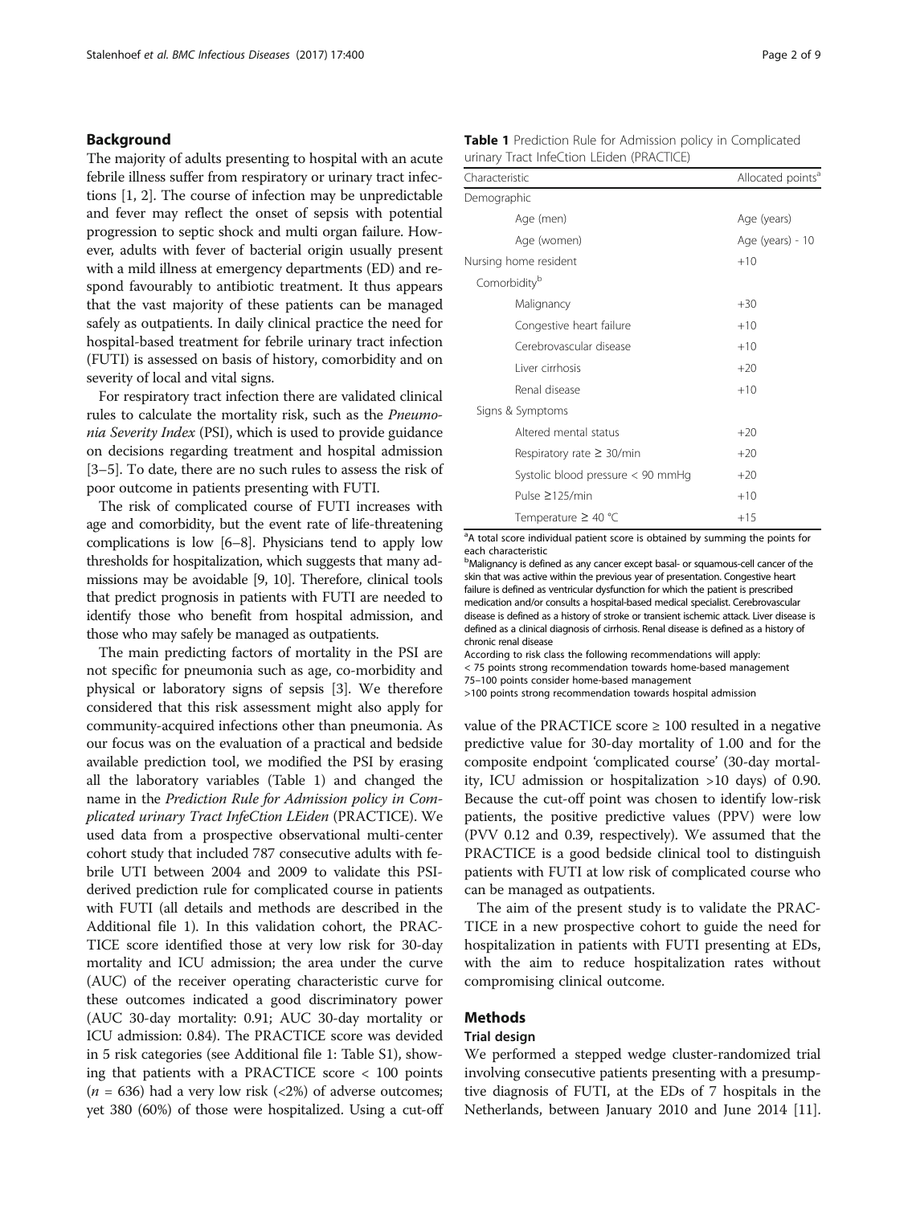## Background

The majority of adults presenting to hospital with an acute febrile illness suffer from respiratory or urinary tract infections [1, 2]. The course of infection may be unpredictable and fever may reflect the onset of sepsis with potential progression to septic shock and multi organ failure. However, adults with fever of bacterial origin usually present with a mild illness at emergency departments (ED) and respond favourably to antibiotic treatment. It thus appears that the vast majority of these patients can be managed safely as outpatients. In daily clinical practice the need for hospital-based treatment for febrile urinary tract infection (FUTI) is assessed on basis of history, comorbidity and on severity of local and vital signs.

For respiratory tract infection there are validated clinical rules to calculate the mortality risk, such as the *Pneumonia Severity Index* (PSI), which is used to provide guidance on decisions regarding treatment and hospital admission [3–5]. To date, there are no such rules to assess the risk of poor outcome in patients presenting with FUTI.

The risk of complicated course of FUTI increases with age and comorbidity, but the event rate of life-threatening complications is low [6–8]. Physicians tend to apply low thresholds for hospitalization, which suggests that many admissions may be avoidable [9, 10]. Therefore, clinical tools that predict prognosis in patients with FUTI are needed to identify those who benefit from hospital admission, and those who may safely be managed as outpatients.

The main predicting factors of mortality in the PSI are not specific for pneumonia such as age, co-morbidity and physical or laboratory signs of sepsis [3]. We therefore considered that this risk assessment might also apply for community-acquired infections other than pneumonia. As our focus was on the evaluation of a practical and bedside available prediction tool, we modified the PSI by erasing all the laboratory variables (Table 1) and changed the name in the *Prediction Rule for Admission policy in Complicated urinary Tract InfeCtion LEiden* (PRACTICE). We used data from a prospective observational multi-center cohort study that included 787 consecutive adults with febrile UTI between 2004 and 2009 to validate this PSI-derived prediction rule for complicated course in patients with FUTI (all details and methods are described in the Additional file 1). In this validation cohort, the PRACTICE score identified those at very low risk for 30-day mortality and ICU admission; the area under the curve (AUC) of the receiver operating characteristic curve for these outcomes indicated a good discriminatory power (AUC 30-day mortality: 0.91; AUC 30-day mortality or ICU admission: 0.84). The PRACTICE score was devided in 5 risk categories (see Additional file 1: Table S1), showing that patients with a PRACTICE score < 100 points ($n$ = 636) had a very low risk (<2%) of adverse outcomes; yet 380 (60%) of those were hospitalized. Using a cut-off value of the PRACTICE score ≥ 100 resulted in a negative predictive value for 30-day mortality of 1.00 and for the composite endpoint 'complicated course' (30-day mortality, ICU admission or hospitalization >10 days) of 0.90. Because the cut-off point was chosen to identify low-risk patients, the positive predictive values (PPV) were low (PVV 0.12 and 0.39, respectively). We assumed that the PRACTICE is a good bedside clinical tool to distinguish patients with FUTI at low risk of complicated course who can be managed as outpatients.

The aim of the present study is to validate the PRACTICE in a new prospective cohort to guide the need for hospitalization in patients with FUTI presenting at EDs, with the aim to reduce hospitalization rates without compromising clinical outcome.

**Table 1** Prediction Rule for Admission policy in Complicated urinary Tract InfeCtion LEiden (PRACTICE)

| Characteristic | Allocated points[a] |
|---|---|
| Demographic | |
| Age (men) | Age (years) |
| Age (women) | Age (years) - 10 |
| Nursing home resident | +10 |
| Comorbidity[b] | |
| Malignancy | +30 |
| Congestive heart failure | +10 |
| Cerebrovascular disease | +10 |
| Liver cirrhosis | +20 |
| Renal disease | +10 |
| Signs & Symptoms | |
| Altered mental status | +20 |
| Respiratory rate ≥ 30/min | +20 |
| Systolic blood pressure < 90 mmHg | +20 |
| Pulse ≥125/min | +10 |
| Temperature ≥ 40 °C | +15 |

[a]A total score individual patient score is obtained by summing the points for each characteristic

[b]Malignancy is defined as any cancer except basal- or squamous-cell cancer of the skin that was active within the previous year of presentation. Congestive heart failure is defined as ventricular dysfunction for which the patient is prescribed medication and/or consults a hospital-based medical specialist. Cerebrovascular disease is defined as a history of stroke or transient ischemic attack. Liver disease is defined as a clinical diagnosis of cirrhosis. Renal disease is defined as a history of chronic renal disease

According to risk class the following recommendations will apply:

< 75 points strong recommendation towards home-based management

75–100 points consider home-based management

>100 points strong recommendation towards hospital admission

## Methods

### Trial design

We performed a stepped wedge cluster-randomized trial involving consecutive patients presenting with a presumptive diagnosis of FUTI, at the EDs of 7 hospitals in the Netherlands, between January 2010 and June 2014 [11].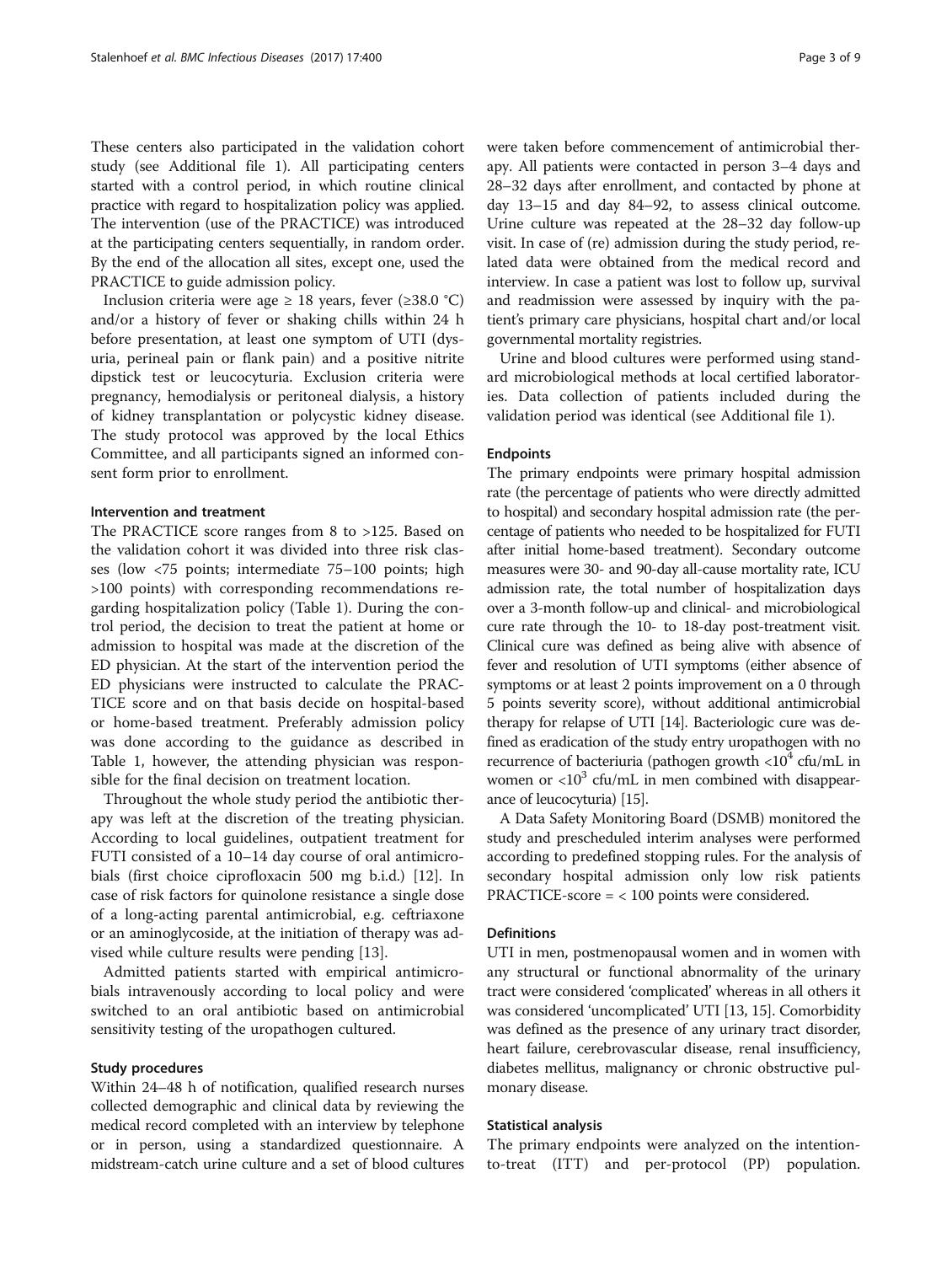These centers also participated in the validation cohort study (see Additional file 1). All participating centers started with a control period, in which routine clinical practice with regard to hospitalization policy was applied. The intervention (use of the PRACTICE) was introduced at the participating centers sequentially, in random order. By the end of the allocation all sites, except one, used the PRACTICE to guide admission policy.

Inclusion criteria were age ≥ 18 years, fever (≥38.0 °C) and/or a history of fever or shaking chills within 24 h before presentation, at least one symptom of UTI (dysuria, perineal pain or flank pain) and a positive nitrite dipstick test or leucocyturia. Exclusion criteria were pregnancy, hemodialysis or peritoneal dialysis, a history of kidney transplantation or polycystic kidney disease. The study protocol was approved by the local Ethics Committee, and all participants signed an informed consent form prior to enrollment.

### Intervention and treatment

The PRACTICE score ranges from 8 to >125. Based on the validation cohort it was divided into three risk classes (low <75 points; intermediate 75–100 points; high >100 points) with corresponding recommendations regarding hospitalization policy (Table 1). During the control period, the decision to treat the patient at home or admission to hospital was made at the discretion of the ED physician. At the start of the intervention period the ED physicians were instructed to calculate the PRACTICE score and on that basis decide on hospital-based or home-based treatment. Preferably admission policy was done according to the guidance as described in Table 1, however, the attending physician was responsible for the final decision on treatment location.

Throughout the whole study period the antibiotic therapy was left at the discretion of the treating physician. According to local guidelines, outpatient treatment for FUTI consisted of a 10–14 day course of oral antimicrobials (first choice ciprofloxacin 500 mg b.i.d.) [12]. In case of risk factors for quinolone resistance a single dose of a long-acting parental antimicrobial, e.g. ceftriaxone or an aminoglycoside, at the initiation of therapy was advised while culture results were pending [13].

Admitted patients started with empirical antimicrobials intravenously according to local policy and were switched to an oral antibiotic based on antimicrobial sensitivity testing of the uropathogen cultured.

### Study procedures

Within 24–48 h of notification, qualified research nurses collected demographic and clinical data by reviewing the medical record completed with an interview by telephone or in person, using a standardized questionnaire. A midstream-catch urine culture and a set of blood cultures were taken before commencement of antimicrobial therapy. All patients were contacted in person 3–4 days and 28–32 days after enrollment, and contacted by phone at day 13–15 and day 84–92, to assess clinical outcome. Urine culture was repeated at the 28–32 day follow-up visit. In case of (re) admission during the study period, related data were obtained from the medical record and interview. In case a patient was lost to follow up, survival and readmission were assessed by inquiry with the patient's primary care physicians, hospital chart and/or local governmental mortality registries.

Urine and blood cultures were performed using standard microbiological methods at local certified laboratories. Data collection of patients included during the validation period was identical (see Additional file 1).

### Endpoints

The primary endpoints were primary hospital admission rate (the percentage of patients who were directly admitted to hospital) and secondary hospital admission rate (the percentage of patients who needed to be hospitalized for FUTI after initial home-based treatment). Secondary outcome measures were 30- and 90-day all-cause mortality rate, ICU admission rate, the total number of hospitalization days over a 3-month follow-up and clinical- and microbiological cure rate through the 10- to 18-day post-treatment visit. Clinical cure was defined as being alive with absence of fever and resolution of UTI symptoms (either absence of symptoms or at least 2 points improvement on a 0 through 5 points severity score), without additional antimicrobial therapy for relapse of UTI [14]. Bacteriologic cure was defined as eradication of the study entry uropathogen with no recurrence of bacteriuria (pathogen growth $<10^4$ cfu/mL in women or $<10^3$ cfu/mL in men combined with disappearance of leucocyturia) [15].

A Data Safety Monitoring Board (DSMB) monitored the study and prescheduled interim analyses were performed according to predefined stopping rules. For the analysis of secondary hospital admission only low risk patients PRACTICE-score = < 100 points were considered.

### Definitions

UTI in men, postmenopausal women and in women with any structural or functional abnormality of the urinary tract were considered 'complicated' whereas in all others it was considered 'uncomplicated' UTI [13, 15]. Comorbidity was defined as the presence of any urinary tract disorder, heart failure, cerebrovascular disease, renal insufficiency, diabetes mellitus, malignancy or chronic obstructive pulmonary disease.

### Statistical analysis

The primary endpoints were analyzed on the intention-to-treat (ITT) and per-protocol (PP) population.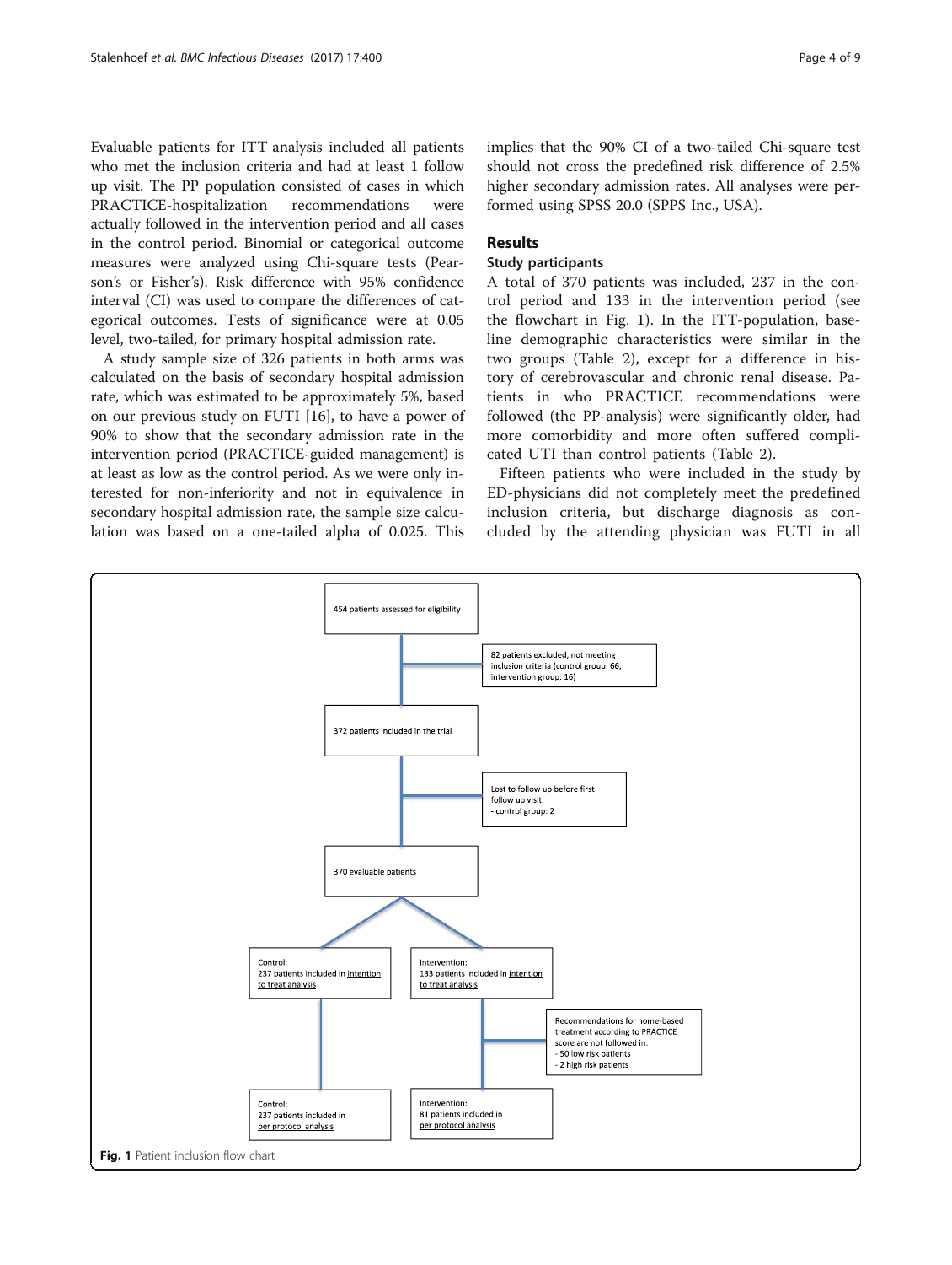Evaluable patients for ITT analysis included all patients who met the inclusion criteria and had at least 1 follow up visit. The PP population consisted of cases in which PRACTICE-hospitalization recommendations were actually followed in the intervention period and all cases in the control period. Binomial or categorical outcome measures were analyzed using Chi-square tests (Pearson's or Fisher's). Risk difference with 95% confidence interval (CI) was used to compare the differences of categorical outcomes. Tests of significance were at 0.05 level, two-tailed, for primary hospital admission rate.

A study sample size of 326 patients in both arms was calculated on the basis of secondary hospital admission rate, which was estimated to be approximately 5%, based on our previous study on FUTI [16], to have a power of 90% to show that the secondary admission rate in the intervention period (PRACTICE-guided management) is at least as low as the control period. As we were only interested for non-inferiority and not in equivalence in secondary hospital admission rate, the sample size calculation was based on a one-tailed alpha of 0.025. This implies that the 90% CI of a two-tailed Chi-square test should not cross the predefined risk difference of 2.5% higher secondary admission rates. All analyses were performed using SPSS 20.0 (SPPS Inc., USA).

## Results

### Study participants

A total of 370 patients was included, 237 in the control period and 133 in the intervention period (see the flowchart in Fig. 1). In the ITT-population, baseline demographic characteristics were similar in the two groups (Table 2), except for a difference in history of cerebrovascular and chronic renal disease. Patients in who PRACTICE recommendations were followed (the PP-analysis) were significantly older, had more comorbidity and more often suffered complicated UTI than control patients (Table 2).

Fifteen patients who were included in the study by ED-physicians did not completely meet the predefined inclusion criteria, but discharge diagnosis as concluded by the attending physician was FUTI in all

454 patients assessed for eligibility

82 patients excluded, not meeting inclusion criteria (control group: 66, intervention group: 16)

372 patients included in the trial

Lost to follow up before first follow up visit:
- control group: 2

370 evaluable patients

Control:
237 patients included in intention to treat analysis

Intervention:
133 patients included in intention to treat analysis

Recommendations for home-based treatment according to PRACTICE score are not followed in:
- 50 low risk patients
- 2 high risk patients

Control:
237 patients included in per protocol analysis

Intervention:
81 patients included in per protocol analysis

**Fig. 1** Patient inclusion flow chart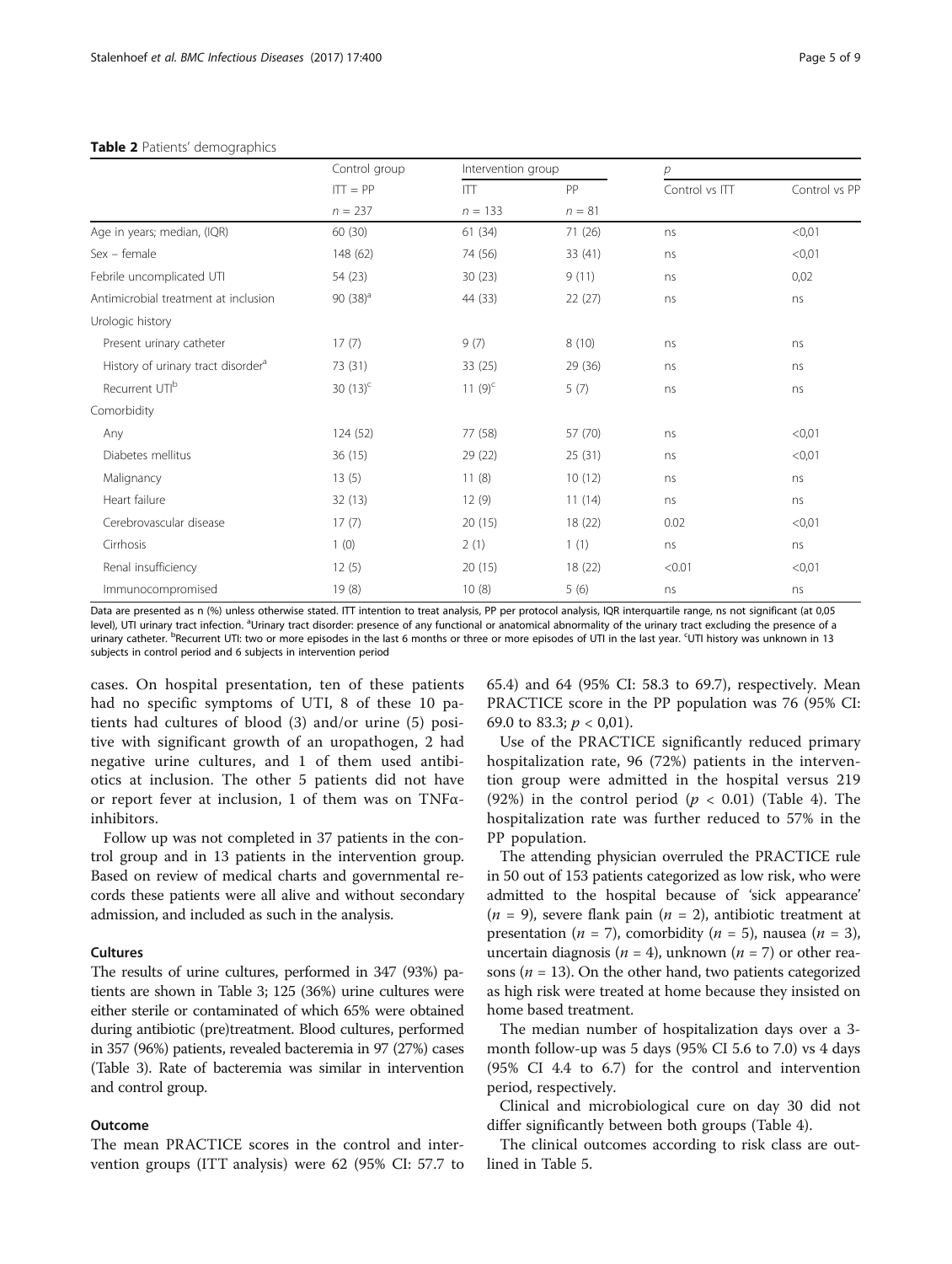**Table 2** Patients' demographics

| | Control group | Intervention group | | p | |
|---|---|---|---|---|---|
| | ITT = PP | ITT | PP | Control vs ITT | Control vs PP |
| | n = 237 | n = 133 | n = 81 | | |
| Age in years; median, (IQR) | 60 (30) | 61 (34) | 71 (26) | ns | <0,01 |
| Sex – female | 148 (62) | 74 (56) | 33 (41) | ns | <0,01 |
| Febrile uncomplicated UTI | 54 (23) | 30 (23) | 9 (11) | ns | 0,02 |
| Antimicrobial treatment at inclusion | 90 (38)[a] | 44 (33) | 22 (27) | ns | ns |
| Urologic history | | | | | |
| Present urinary catheter | 17 (7) | 9 (7) | 8 (10) | ns | ns |
| History of urinary tract disorder[a] | 73 (31) | 33 (25) | 29 (36) | ns | ns |
| Recurrent UTI[b] | 30 (13)[c] | 11 (9)[c] | 5 (7) | ns | ns |
| Comorbidity | | | | | |
| Any | 124 (52) | 77 (58) | 57 (70) | ns | <0,01 |
| Diabetes mellitus | 36 (15) | 29 (22) | 25 (31) | ns | <0,01 |
| Malignancy | 13 (5) | 11 (8) | 10 (12) | ns | ns |
| Heart failure | 32 (13) | 12 (9) | 11 (14) | ns | ns |
| Cerebrovascular disease | 17 (7) | 20 (15) | 18 (22) | 0.02 | <0,01 |
| Cirrhosis | 1 (0) | 2 (1) | 1 (1) | ns | ns |
| Renal insufficiency | 12 (5) | 20 (15) | 18 (22) | <0.01 | <0,01 |
| Immunocompromised | 19 (8) | 10 (8) | 5 (6) | ns | ns |

Data are presented as n (%) unless otherwise stated. ITT intention to treat analysis, PP per protocol analysis, IQR interquartile range, ns not significant (at 0,05 level), UTI urinary tract infection. [a]Urinary tract disorder: presence of any functional or anatomical abnormality of the urinary tract excluding the presence of a urinary catheter. [b]Recurrent UTI: two or more episodes in the last 6 months or three or more episodes of UTI in the last year. [c]UTI history was unknown in 13 subjects in control period and 6 subjects in intervention period

cases. On hospital presentation, ten of these patients had no specific symptoms of UTI, 8 of these 10 patients had cultures of blood (3) and/or urine (5) positive with significant growth of an uropathogen, 2 had negative urine cultures, and 1 of them used antibiotics at inclusion. The other 5 patients did not have or report fever at inclusion, 1 of them was on TNFα-inhibitors.

Follow up was not completed in 37 patients in the control group and in 13 patients in the intervention group. Based on review of medical charts and governmental records these patients were all alive and without secondary admission, and included as such in the analysis.

### Cultures

The results of urine cultures, performed in 347 (93%) patients are shown in Table 3; 125 (36%) urine cultures were either sterile or contaminated of which 65% were obtained during antibiotic (pre)treatment. Blood cultures, performed in 357 (96%) patients, revealed bacteremia in 97 (27%) cases (Table 3). Rate of bacteremia was similar in intervention and control group.

### Outcome

The mean PRACTICE scores in the control and intervention groups (ITT analysis) were 62 (95% CI: 57.7 to 65.4) and 64 (95% CI: 58.3 to 69.7), respectively. Mean PRACTICE score in the PP population was 76 (95% CI: 69.0 to 83.3; $p < 0,01$).

Use of the PRACTICE significantly reduced primary hospitalization rate, 96 (72%) patients in the intervention group were admitted in the hospital versus 219 (92%) in the control period ($p < 0.01$) (Table 4). The hospitalization rate was further reduced to 57% in the PP population.

The attending physician overruled the PRACTICE rule in 50 out of 153 patients categorized as low risk, who were admitted to the hospital because of 'sick appearance' ($n = 9$), severe flank pain ($n = 2$), antibiotic treatment at presentation ($n = 7$), comorbidity ($n = 5$), nausea ($n = 3$), uncertain diagnosis ($n = 4$), unknown ($n = 7$) or other reasons ($n = 13$). On the other hand, two patients categorized as high risk were treated at home because they insisted on home based treatment.

The median number of hospitalization days over a 3-month follow-up was 5 days (95% CI 5.6 to 7.0) vs 4 days (95% CI 4.4 to 6.7) for the control and intervention period, respectively.

Clinical and microbiological cure on day 30 did not differ significantly between both groups (Table 4).

The clinical outcomes according to risk class are outlined in Table 5.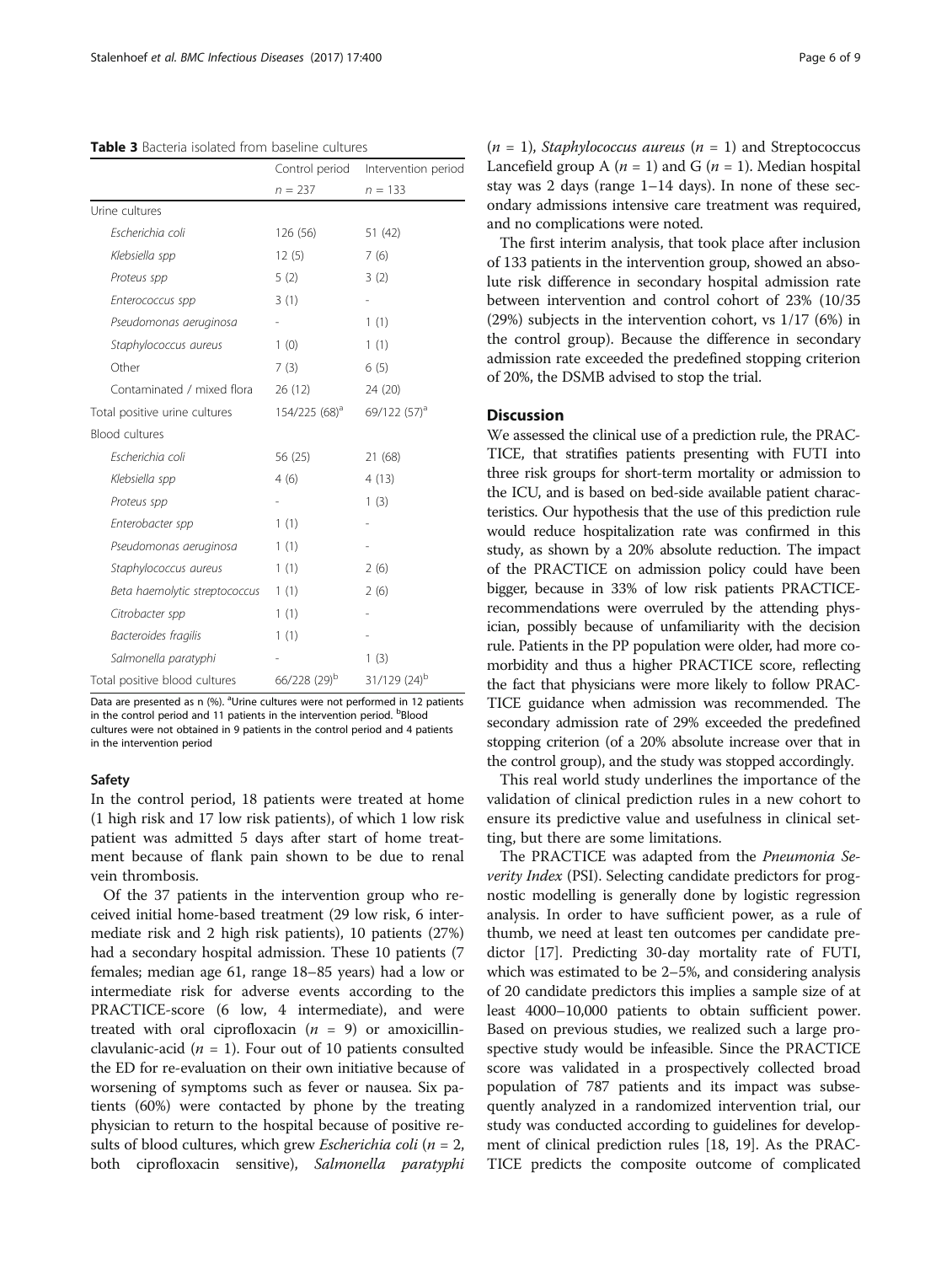**Table 3** Bacteria isolated from baseline cultures

| | Control period | Intervention period |
|---|---|---|
| | $n$ = 237 | $n$ = 133 |
| Urine cultures | | |
| *Escherichia coli* | 126 (56) | 51 (42) |
| *Klebsiella spp* | 12 (5) | 7 (6) |
| *Proteus spp* | 5 (2) | 3 (2) |
| *Enterococcus spp* | 3 (1) | - |
| *Pseudomonas aeruginosa* | - | 1 (1) |
| *Staphylococcus aureus* | 1 (0) | 1 (1) |
| Other | 7 (3) | 6 (5) |
| Contaminated / mixed flora | 26 (12) | 24 (20) |
| Total positive urine cultures | 154/225 (68)[a] | 69/122 (57)[a] |
| Blood cultures | | |
| *Escherichia coli* | 56 (25) | 21 (68) |
| *Klebsiella spp* | 4 (6) | 4 (13) |
| *Proteus spp* | - | 1 (3) |
| *Enterobacter spp* | 1 (1) | - |
| *Pseudomonas aeruginosa* | 1 (1) | - |
| *Staphylococcus aureus* | 1 (1) | 2 (6) |
| *Beta haemolytic streptococcus* | 1 (1) | 2 (6) |
| *Citrobacter spp* | 1 (1) | - |
| *Bacteroides fragilis* | 1 (1) | - |
| *Salmonella paratyphi* | - | 1 (3) |
| Total positive blood cultures | 66/228 (29)[b] | 31/129 (24)[b] |

Data are presented as n (%). [a]Urine cultures were not performed in 12 patients in the control period and 11 patients in the intervention period. [b]Blood cultures were not obtained in 9 patients in the control period and 4 patients in the intervention period

### Safety

In the control period, 18 patients were treated at home (1 high risk and 17 low risk patients), of which 1 low risk patient was admitted 5 days after start of home treatment because of flank pain shown to be due to renal vein thrombosis.

Of the 37 patients in the intervention group who received initial home-based treatment (29 low risk, 6 intermediate risk and 2 high risk patients), 10 patients (27%) had a secondary hospital admission. These 10 patients (7 females; median age 61, range 18–85 years) had a low or intermediate risk for adverse events according to the PRACTICE-score (6 low, 4 intermediate), and were treated with oral ciprofloxacin ($n$ = 9) or amoxicillin-clavulanic-acid ($n$ = 1). Four out of 10 patients consulted the ED for re-evaluation on their own initiative because of worsening of symptoms such as fever or nausea. Six patients (60%) were contacted by phone by the treating physician to return to the hospital because of positive results of blood cultures, which grew *Escherichia coli* ($n$ = 2, both ciprofloxacin sensitive), *Salmonella paratyphi* ($n$ = 1), *Staphylococcus aureus* ($n$ = 1) and Streptococcus Lancefield group A ($n$ = 1) and G ($n$ = 1). Median hospital stay was 2 days (range 1–14 days). In none of these secondary admissions intensive care treatment was required, and no complications were noted.

The first interim analysis, that took place after inclusion of 133 patients in the intervention group, showed an absolute risk difference in secondary hospital admission rate between intervention and control cohort of 23% (10/35 (29%) subjects in the intervention cohort, vs 1/17 (6%) in the control group). Because the difference in secondary admission rate exceeded the predefined stopping criterion of 20%, the DSMB advised to stop the trial.

## Discussion

We assessed the clinical use of a prediction rule, the PRACTICE, that stratifies patients presenting with FUTI into three risk groups for short-term mortality or admission to the ICU, and is based on bed-side available patient characteristics. Our hypothesis that the use of this prediction rule would reduce hospitalization rate was confirmed in this study, as shown by a 20% absolute reduction. The impact of the PRACTICE on admission policy could have been bigger, because in 33% of low risk patients PRACTICE-recommendations were overruled by the attending physician, possibly because of unfamiliarity with the decision rule. Patients in the PP population were older, had more comorbidity and thus a higher PRACTICE score, reflecting the fact that physicians were more likely to follow PRACTICE guidance when admission was recommended. The secondary admission rate of 29% exceeded the predefined stopping criterion (of a 20% absolute increase over that in the control group), and the study was stopped accordingly.

This real world study underlines the importance of the validation of clinical prediction rules in a new cohort to ensure its predictive value and usefulness in clinical setting, but there are some limitations.

The PRACTICE was adapted from the *Pneumonia Severity Index* (PSI). Selecting candidate predictors for prognostic modelling is generally done by logistic regression analysis. In order to have sufficient power, as a rule of thumb, we need at least ten outcomes per candidate predictor [17]. Predicting 30-day mortality rate of FUTI, which was estimated to be 2–5%, and considering analysis of 20 candidate predictors this implies a sample size of at least 4000–10,000 patients to obtain sufficient power. Based on previous studies, we realized such a large prospective study would be infeasible. Since the PRACTICE score was validated in a prospectively collected broad population of 787 patients and its impact was subsequently analyzed in a randomized intervention trial, our study was conducted according to guidelines for development of clinical prediction rules [18, 19]. As the PRACTICE predicts the composite outcome of complicated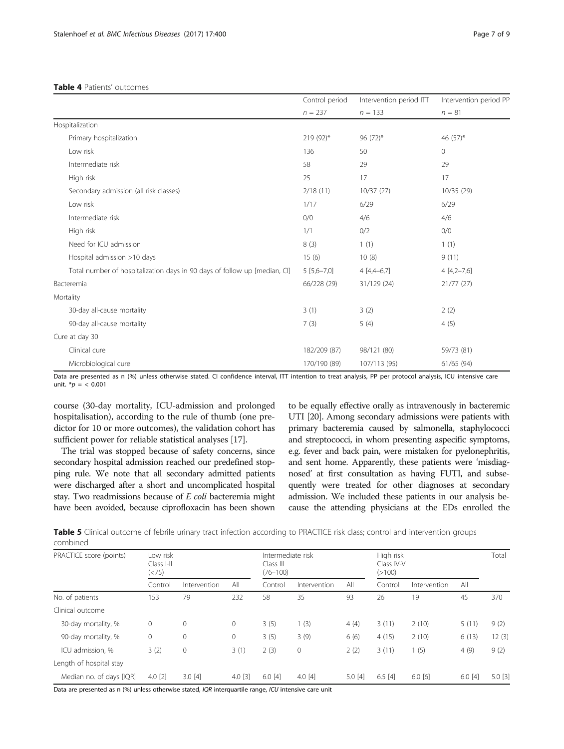**Table 4** Patients' outcomes

| | Control period | Intervention period ITT | Intervention period PP |
|---|---|---|---|
| | *n* = 237 | *n* = 133 | *n* = 81 |
| Hospitalization | | | |
| Primary hospitalization | 219 (92)* | 96 (72)* | 46 (57)* |
| Low risk | 136 | 50 | 0 |
| Intermediate risk | 58 | 29 | 29 |
| High risk | 25 | 17 | 17 |
| Secondary admission (all risk classes) | 2/18 (11) | 10/37 (27) | 10/35 (29) |
| Low risk | 1/17 | 6/29 | 6/29 |
| Intermediate risk | 0/0 | 4/6 | 4/6 |
| High risk | 1/1 | 0/2 | 0/0 |
| Need for ICU admission | 8 (3) | 1 (1) | 1 (1) |
| Hospital admission >10 days | 15 (6) | 10 (8) | 9 (11) |
| Total number of hospitalization days in 90 days of follow up [median, CI] | 5 [5,6–7,0] | 4 [4,4–6,7] | 4 [4,2–7,6] |
| Bacteremia | 66/228 (29) | 31/129 (24) | 21/77 (27) |
| Mortality | | | |
| 30-day all-cause mortality | 3 (1) | 3 (2) | 2 (2) |
| 90-day all-cause mortality | 7 (3) | 5 (4) | 4 (5) |
| Cure at day 30 | | | |
| Clinical cure | 182/209 (87) | 98/121 (80) | 59/73 (81) |
| Microbiological cure | 170/190 (89) | 107/113 (95) | 61/65 (94) |

Data are presented as n (%) unless otherwise stated. CI confidence interval, ITT intention to treat analysis, PP per protocol analysis, ICU intensive care unit. *$p = < 0.001$

course (30-day mortality, ICU-admission and prolonged hospitalisation), according to the rule of thumb (one predictor for 10 or more outcomes), the validation cohort has sufficient power for reliable statistical analyses [17].

The trial was stopped because of safety concerns, since secondary hospital admission reached our predefined stopping rule. We note that all secondary admitted patients were discharged after a short and uncomplicated hospital stay. Two readmissions because of *E coli* bacteremia might have been avoided, because ciprofloxacin has been shown to be equally effective orally as intravenously in bacteremic UTI [20]. Among secondary admissions were patients with primary bacteremia caused by salmonella, staphylococci and streptococci, in whom presenting aspecific symptoms, e.g. fever and back pain, were mistaken for pyelonephritis, and sent home. Apparently, these patients were 'misdiagnosed' at first consultation as having FUTI, and subsequently were treated for other diagnoses at secondary admission. We included these patients in our analysis because the attending physicians at the EDs enrolled the

**Table 5** Clinical outcome of febrile urinary tract infection according to PRACTICE risk class; control and intervention groups combined

| PRACTICE score (points) | Low risk Class I-II (<75) | | | Intermediate risk Class III (76–100) | | | High risk Class IV-V (>100) | | | Total |
|---|---|---|---|---|---|---|---|---|---|---|
| | Control | Intervention | All | Control | Intervention | All | Control | Intervention | All | |
| No. of patients | 153 | 79 | 232 | 58 | 35 | 93 | 26 | 19 | 45 | 370 |
| Clinical outcome | | | | | | | | | | |
| 30-day mortality, % | 0 | 0 | 0 | 3 (5) | 1 (3) | 4 (4) | 3 (11) | 2 (10) | 5 (11) | 9 (2) |
| 90-day mortality, % | 0 | 0 | 0 | 3 (5) | 3 (9) | 6 (6) | 4 (15) | 2 (10) | 6 (13) | 12 (3) |
| ICU admission, % | 3 (2) | 0 | 3 (1) | 2 (3) | 0 | 2 (2) | 3 (11) | 1 (5) | 4 (9) | 9 (2) |
| Length of hospital stay | | | | | | | | | | |
| Median no. of days [IQR] | 4.0 [2] | 3.0 [4] | 4.0 [3] | 6.0 [4] | 4.0 [4] | 5.0 [4] | 6.5 [4] | 6.0 [6] | 6.0 [4] | 5.0 [3] |

Data are presented as n (%) unless otherwise stated, *IQR* interquartile range, *ICU* intensive care unit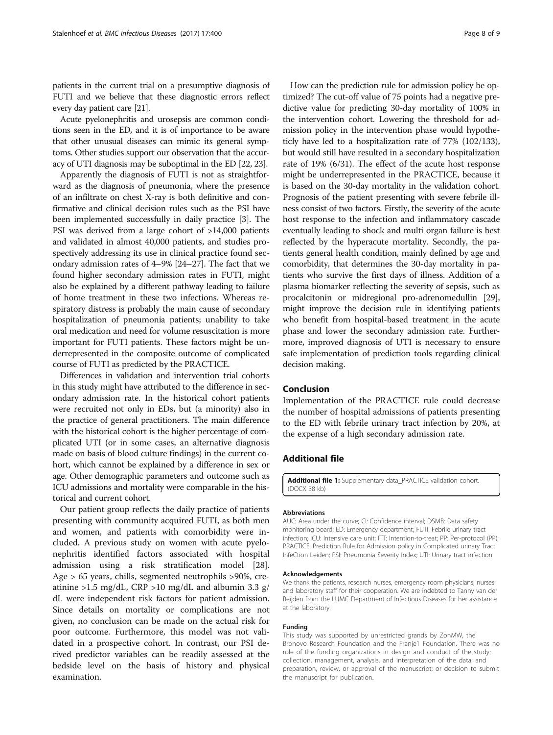patients in the current trial on a presumptive diagnosis of FUTI and we believe that these diagnostic errors reflect every day patient care [21].

Acute pyelonephritis and urosepsis are common conditions seen in the ED, and it is of importance to be aware that other unusual diseases can mimic its general symptoms. Other studies support our observation that the accuracy of UTI diagnosis may be suboptimal in the ED [22, 23].

Apparently the diagnosis of FUTI is not as straightforward as the diagnosis of pneumonia, where the presence of an infiltrate on chest X-ray is both definitive and confirmative and clinical decision rules such as the PSI have been implemented successfully in daily practice [3]. The PSI was derived from a large cohort of >14,000 patients and validated in almost 40,000 patients, and studies prospectively addressing its use in clinical practice found secondary admission rates of 4–9% [24–27]. The fact that we found higher secondary admission rates in FUTI, might also be explained by a different pathway leading to failure of home treatment in these two infections. Whereas respiratory distress is probably the main cause of secondary hospitalization of pneumonia patients; unability to take oral medication and need for volume resuscitation is more important for FUTI patients. These factors might be underrepresented in the composite outcome of complicated course of FUTI as predicted by the PRACTICE.

Differences in validation and intervention trial cohorts in this study might have attributed to the difference in secondary admission rate. In the historical cohort patients were recruited not only in EDs, but (a minority) also in the practice of general practitioners. The main difference with the historical cohort is the higher percentage of complicated UTI (or in some cases, an alternative diagnosis made on basis of blood culture findings) in the current cohort, which cannot be explained by a difference in sex or age. Other demographic parameters and outcome such as ICU admissions and mortality were comparable in the historical and current cohort.

Our patient group reflects the daily practice of patients presenting with community acquired FUTI, as both men and women, and patients with comorbidity were included. A previous study on women with acute pyelonephritis identified factors associated with hospital admission using a risk stratification model [28]. Age > 65 years, chills, segmented neutrophils >90%, creatinine >1.5 mg/dL, CRP >10 mg/dL and albumin 3.3 g/dL were independent risk factors for patient admission. Since details on mortality or complications are not given, no conclusion can be made on the actual risk for poor outcome. Furthermore, this model was not validated in a prospective cohort. In contrast, our PSI derived predictor variables can be readily assessed at the bedside level on the basis of history and physical examination.

How can the prediction rule for admission policy be optimized? The cut-off value of 75 points had a negative predictive value for predicting 30-day mortality of 100% in the intervention cohort. Lowering the threshold for admission policy in the intervention phase would hypotheticly have led to a hospitalization rate of 77% (102/133), but would still have resulted in a secondary hospitalization rate of 19% (6/31). The effect of the acute host response might be underrepresented in the PRACTICE, because it is based on the 30-day mortality in the validation cohort. Prognosis of the patient presenting with severe febrile illness consist of two factors. Firstly, the severity of the acute host response to the infection and inflammatory cascade eventually leading to shock and multi organ failure is best reflected by the hyperacute mortality. Secondly, the patients general health condition, mainly defined by age and comorbidity, that determines the 30-day mortality in patients who survive the first days of illness. Addition of a plasma biomarker reflecting the severity of sepsis, such as procalcitonin or midregional pro-adrenomedullin [29], might improve the decision rule in identifying patients who benefit from hospital-based treatment in the acute phase and lower the secondary admission rate. Furthermore, improved diagnosis of UTI is necessary to ensure safe implementation of prediction tools regarding clinical decision making.

## Conclusion

Implementation of the PRACTICE rule could decrease the number of hospital admissions of patients presenting to the ED with febrile urinary tract infection by 20%, at the expense of a high secondary admission rate.

## Additional file

**Additional file 1:** Supplementary data_PRACTICE validation cohort. (DOCX 38 kb)

#### Abbreviations

AUC: Area under the curve; CI: Confidence interval; DSMB: Data safety monitoring board; ED: Emergency department; FUTI: Febrile urinary tract infection; ICU: Intensive care unit; ITT: Intention-to-treat; PP: Per-protocol (PP); PRACTICE: Prediction Rule for Admission policy in Complicated urinary Tract InfeCtion Leiden; PSI: Pneumonia Severity Index; UTI: Urinary tract infection

#### Acknowledgements

We thank the patients, research nurses, emergency room physicians, nurses and laboratory staff for their cooperation. We are indebted to Tanny van der Reijden from the LUMC Department of Infectious Diseases for her assistance at the laboratory.

#### Funding

This study was supported by unrestricted grands by ZonMW, the Bronovo Research Foundation and the Franje1 Foundation. There was no role of the funding organizations in design and conduct of the study; collection, management, analysis, and interpretation of the data; and preparation, review, or approval of the manuscript; or decision to submit the manuscript for publication.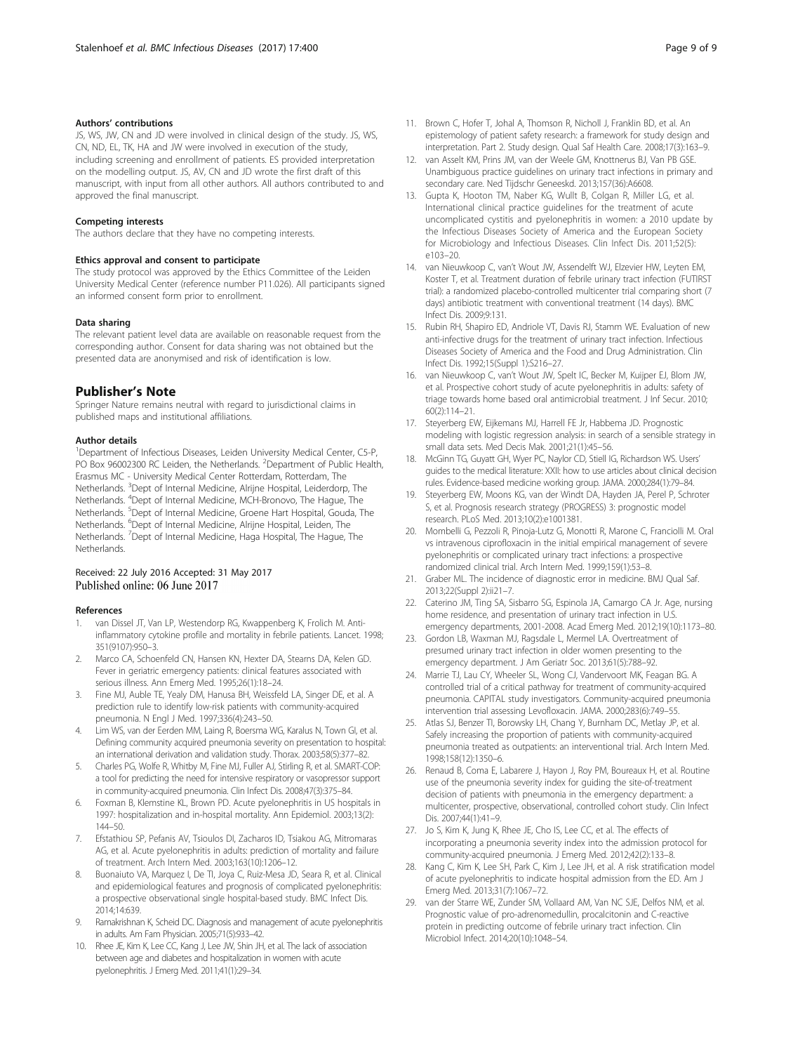#### Authors' contributions

JS, WS, JW, CN and JD were involved in clinical design of the study. JS, WS, CN, ND, EL, TK, HA and JW were involved in execution of the study, including screening and enrollment of patients. ES provided interpretation on the modelling output. JS, AV, CN and JD wrote the first draft of this manuscript, with input from all other authors. All authors contributed to and approved the final manuscript.

#### Competing interests

The authors declare that they have no competing interests.

#### Ethics approval and consent to participate

The study protocol was approved by the Ethics Committee of the Leiden University Medical Center (reference number P11.026). All participants signed an informed consent form prior to enrollment.

#### Data sharing

The relevant patient level data are available on reasonable request from the corresponding author. Consent for data sharing was not obtained but the presented data are anonymised and risk of identification is low.

## Publisher's Note

Springer Nature remains neutral with regard to jurisdictional claims in published maps and institutional affiliations.

#### Author details

[1]Department of Infectious Diseases, Leiden University Medical Center, C5-P, PO Box 96002300 RC Leiden, the Netherlands. [2]Department of Public Health, Erasmus MC - University Medical Center Rotterdam, Rotterdam, The Netherlands. [3]Dept of Internal Medicine, Alrijne Hospital, Leiderdorp, The Netherlands. [4]Dept of Internal Medicine, MCH-Bronovo, The Hague, The Netherlands. [5]Dept of Internal Medicine, Groene Hart Hospital, Gouda, The Netherlands. [6]Dept of Internal Medicine, Alrijne Hospital, Leiden, The Netherlands. [7]Dept of Internal Medicine, Haga Hospital, The Hague, The Netherlands.

Received: 22 July 2016 Accepted: 31 May 2017
Published online: 06 June 2017

#### References

1. van Dissel JT, Van LP, Westendorp RG, Kwappenberg K, Frolich M. Anti-inflammatory cytokine profile and mortality in febrile patients. Lancet. 1998; 351(9107):950–3.
2. Marco CA, Schoenfeld CN, Hansen KN, Hexter DA, Stearns DA, Kelen GD. Fever in geriatric emergency patients: clinical features associated with serious illness. Ann Emerg Med. 1995;26(1):18–24.
3. Fine MJ, Auble TE, Yealy DM, Hanusa BH, Weissfeld LA, Singer DE, et al. A prediction rule to identify low-risk patients with community-acquired pneumonia. N Engl J Med. 1997;336(4):243–50.
4. Lim WS, van der Eerden MM, Laing R, Boersma WG, Karalus N, Town GI, et al. Defining community acquired pneumonia severity on presentation to hospital: an international derivation and validation study. Thorax. 2003;58(5):377–82.
5. Charles PG, Wolfe R, Whitby M, Fine MJ, Fuller AJ, Stirling R, et al. SMART-COP: a tool for predicting the need for intensive respiratory or vasopressor support in community-acquired pneumonia. Clin Infect Dis. 2008;47(3):375–84.
6. Foxman B, Klemstine KL, Brown PD. Acute pyelonephritis in US hospitals in 1997: hospitalization and in-hospital mortality. Ann Epidemiol. 2003;13(2): 144–50.
7. Efstathiou SP, Pefanis AV, Tsioulos DI, Zacharos ID, Tsiakou AG, Mitromaras AG, et al. Acute pyelonephritis in adults: prediction of mortality and failure of treatment. Arch Intern Med. 2003;163(10):1206–12.
8. Buonaiuto VA, Marquez I, De TI, Joya C, Ruiz-Mesa JD, Seara R, et al. Clinical and epidemiological features and prognosis of complicated pyelonephritis: a prospective observational single hospital-based study. BMC Infect Dis. 2014;14:639.
9. Ramakrishnan K, Scheid DC. Diagnosis and management of acute pyelonephritis in adults. Am Fam Physician. 2005;71(5):933–42.
10. Rhee JE, Kim K, Lee CC, Kang J, Lee JW, Shin JH, et al. The lack of association between age and diabetes and hospitalization in women with acute pyelonephritis. J Emerg Med. 2011;41(1):29–34.
11. Brown C, Hofer T, Johal A, Thomson R, Nicholl J, Franklin BD, et al. An epistemology of patient safety research: a framework for study design and interpretation. Part 2. Study design. Qual Saf Health Care. 2008;17(3):163–9.
12. van Asselt KM, Prins JM, van der Weele GM, Knottnerus BJ, Van PB GSE. Unambiguous practice guidelines on urinary tract infections in primary and secondary care. Ned Tijdschr Geneeskd. 2013;157(36):A6608.
13. Gupta K, Hooton TM, Naber KG, Wullt B, Colgan R, Miller LG, et al. International clinical practice guidelines for the treatment of acute uncomplicated cystitis and pyelonephritis in women: a 2010 update by the Infectious Diseases Society of America and the European Society for Microbiology and Infectious Diseases. Clin Infect Dis. 2011;52(5): e103–20.
14. van Nieuwkoop C, van't Wout JW, Assendelft WJ, Elzevier HW, Leyten EM, Koster T, et al. Treatment duration of febrile urinary tract infection (FUTIRST trial): a randomized placebo-controlled multicenter trial comparing short (7 days) antibiotic treatment with conventional treatment (14 days). BMC Infect Dis. 2009;9:131.
15. Rubin RH, Shapiro ED, Andriole VT, Davis RJ, Stamm WE. Evaluation of new anti-infective drugs for the treatment of urinary tract infection. Infectious Diseases Society of America and the Food and Drug Administration. Clin Infect Dis. 1992;15(Suppl 1):S216–27.
16. van Nieuwkoop C, van't Wout JW, Spelt IC, Becker M, Kuijper EJ, Blom JW, et al. Prospective cohort study of acute pyelonephritis in adults: safety of triage towards home based oral antimicrobial treatment. J Inf Secur. 2010; 60(2):114–21.
17. Steyerberg EW, Eijkemans MJ, Harrell FE Jr, Habbema JD. Prognostic modeling with logistic regression analysis: in search of a sensible strategy in small data sets. Med Decis Mak. 2001;21(1):45–56.
18. McGinn TG, Guyatt GH, Wyer PC, Naylor CD, Stiell IG, Richardson WS. Users' guides to the medical literature: XXII: how to use articles about clinical decision rules. Evidence-based medicine working group. JAMA. 2000;284(1):79–84.
19. Steyerberg EW, Moons KG, van der Windt DA, Hayden JA, Perel P, Schroter S, et al. Prognosis research strategy (PROGRESS) 3: prognostic model research. PLoS Med. 2013;10(2):e1001381.
20. Mombelli G, Pezzoli R, Pinoja-Lutz G, Monotti R, Marone C, Franciolli M. Oral vs intravenous ciprofloxacin in the initial empirical management of severe pyelonephritis or complicated urinary tract infections: a prospective randomized clinical trial. Arch Intern Med. 1999;159(1):53–8.
21. Graber ML. The incidence of diagnostic error in medicine. BMJ Qual Saf. 2013;22(Suppl 2):ii21–7.
22. Caterino JM, Ting SA, Sisbarro SG, Espinola JA, Camargo CA Jr. Age, nursing home residence, and presentation of urinary tract infection in U.S. emergency departments, 2001-2008. Acad Emerg Med. 2012;19(10):1173–80.
23. Gordon LB, Waxman MJ, Ragsdale L, Mermel LA. Overtreatment of presumed urinary tract infection in older women presenting to the emergency department. J Am Geriatr Soc. 2013;61(5):788–92.
24. Marrie TJ, Lau CY, Wheeler SL, Wong CJ, Vandervoort MK, Feagan BG. A controlled trial of a critical pathway for treatment of community-acquired pneumonia. CAPITAL study investigators. Community-acquired pneumonia intervention trial assessing Levofloxacin. JAMA. 2000;283(6):749–55.
25. Atlas SJ, Benzer TI, Borowsky LH, Chang Y, Burnham DC, Metlay JP, et al. Safely increasing the proportion of patients with community-acquired pneumonia treated as outpatients: an interventional trial. Arch Intern Med. 1998;158(12):1350–6.
26. Renaud B, Coma E, Labarere J, Hayon J, Roy PM, Boureaux H, et al. Routine use of the pneumonia severity index for guiding the site-of-treatment decision of patients with pneumonia in the emergency department: a multicenter, prospective, observational, controlled cohort study. Clin Infect Dis. 2007;44(1):41–9.
27. Jo S, Kim K, Jung K, Rhee JE, Cho IS, Lee CC, et al. The effects of incorporating a pneumonia severity index into the admission protocol for community-acquired pneumonia. J Emerg Med. 2012;42(2):133–8.
28. Kang C, Kim K, Lee SH, Park C, Kim J, Lee JH, et al. A risk stratification model of acute pyelonephritis to indicate hospital admission from the ED. Am J Emerg Med. 2013;31(7):1067–72.
29. van der Starre WE, Zunder SM, Vollaard AM, Van NC SJE, Delfos NM, et al. Prognostic value of pro-adrenomedullin, procalcitonin and C-reactive protein in predicting outcome of febrile urinary tract infection. Clin Microbiol Infect. 2014;20(10):1048–54.